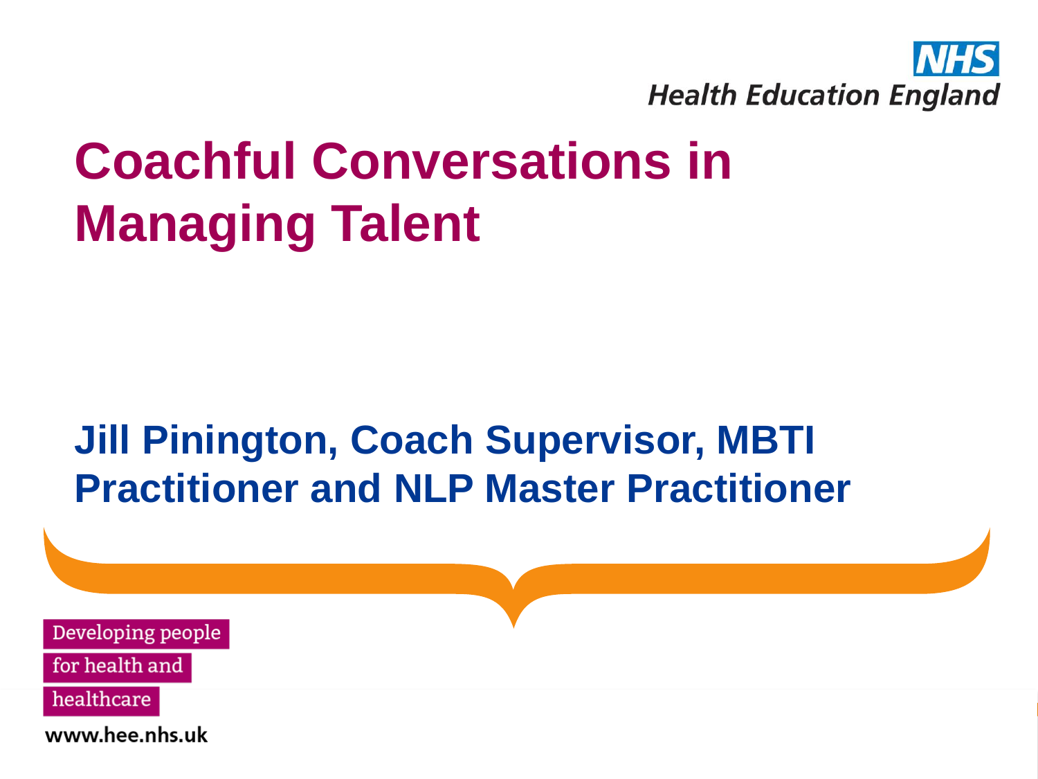NHS
Health Education England

# Coachful Conversations in Managing Talent

## Jill Pinington, Coach Supervisor, MBTI Practitioner and NLP Master Practitioner

Developing people
for health and
healthcare

www.hee.nhs.uk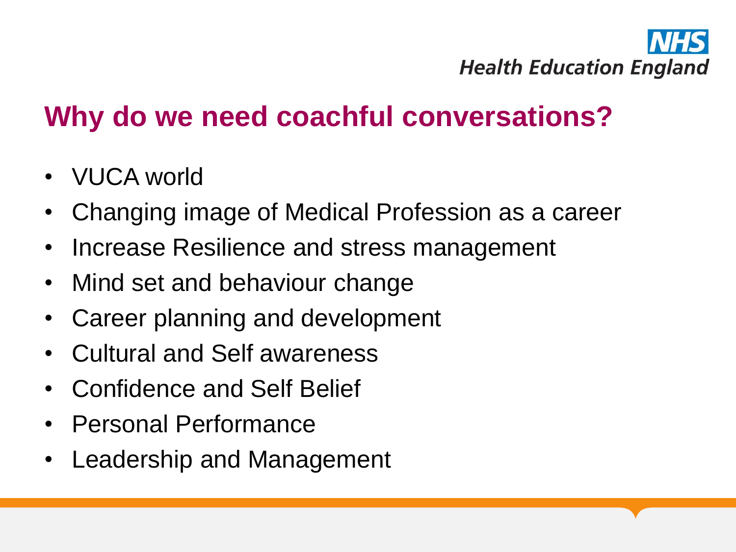## Why do we need coachful conversations?

- VUCA world
- Changing image of Medical Profession as a career
- Increase Resilience and stress management
- Mind set and behaviour change
- Career planning and development
- Cultural and Self awareness
- Confidence and Self Belief
- Personal Performance
- Leadership and Management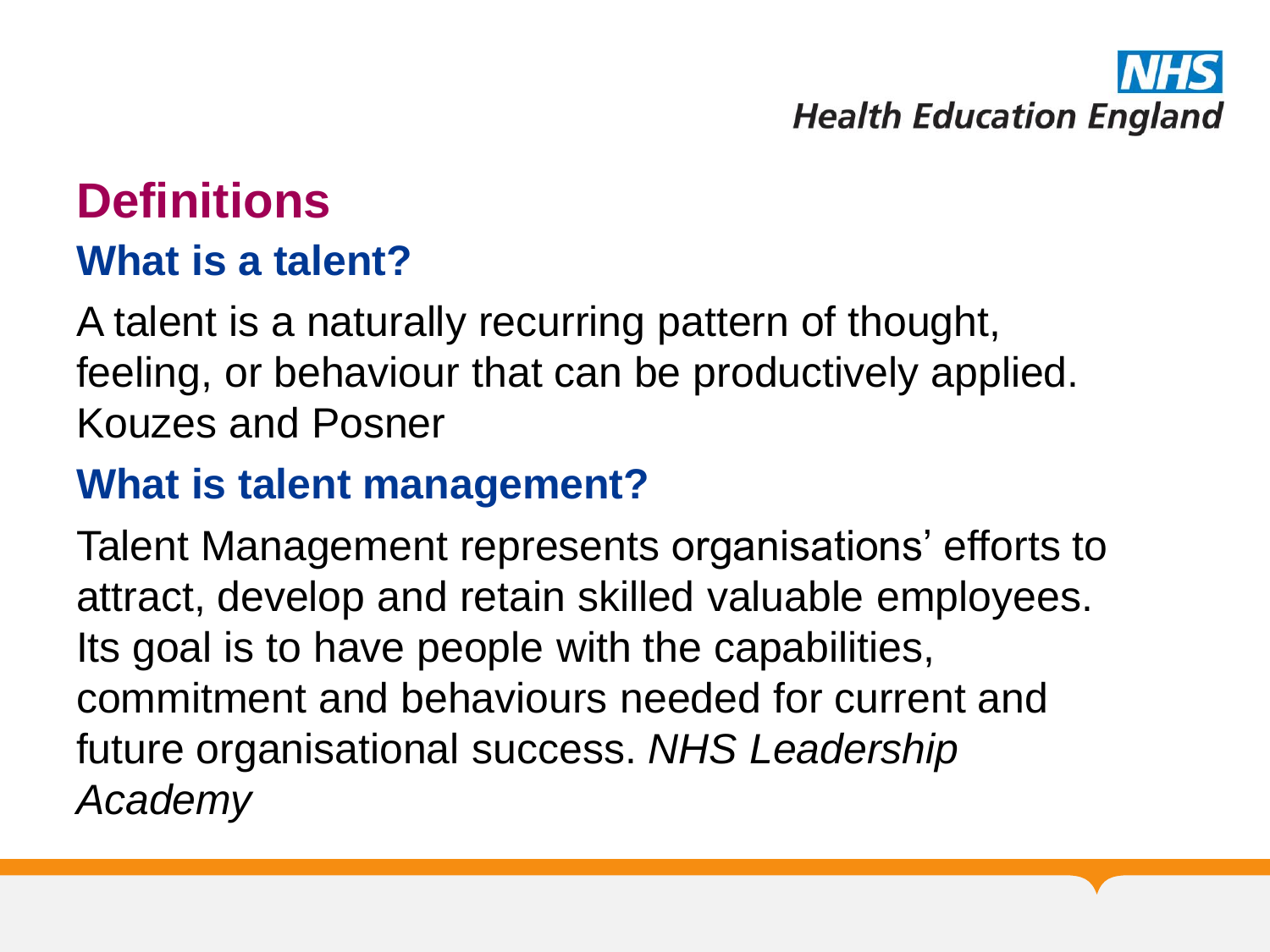# Definitions

## What is a talent?

A talent is a naturally recurring pattern of thought, feeling, or behaviour that can be productively applied. Kouzes and Posner

## What is talent management?

Talent Management represents organisations' efforts to attract, develop and retain skilled valuable employees. Its goal is to have people with the capabilities, commitment and behaviours needed for current and future organisational success. *NHS Leadership Academy*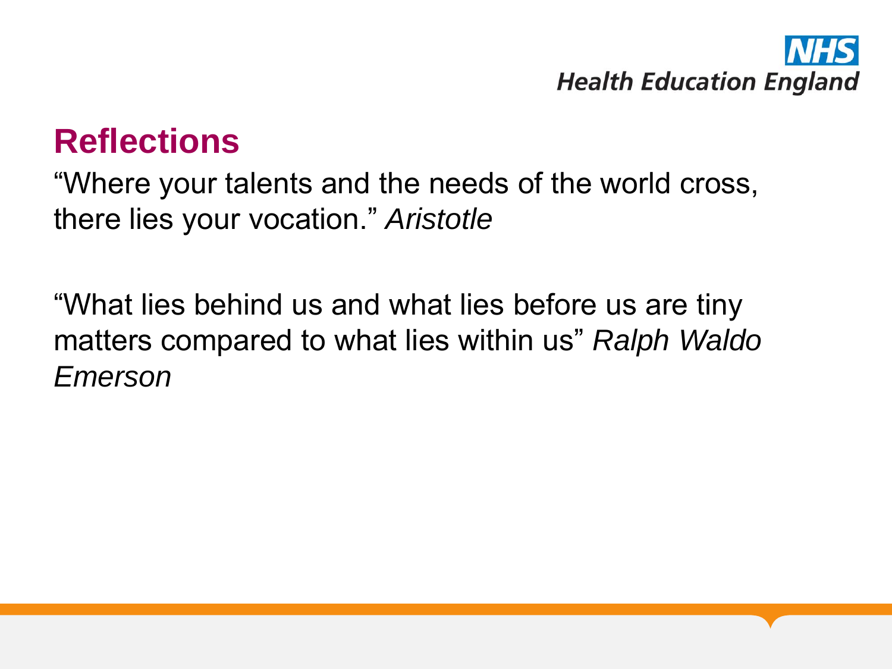# Reflections

“Where your talents and the needs of the world cross, there lies your vocation.” *Aristotle*

“What lies behind us and what lies before us are tiny matters compared to what lies within us” *Ralph Waldo Emerson*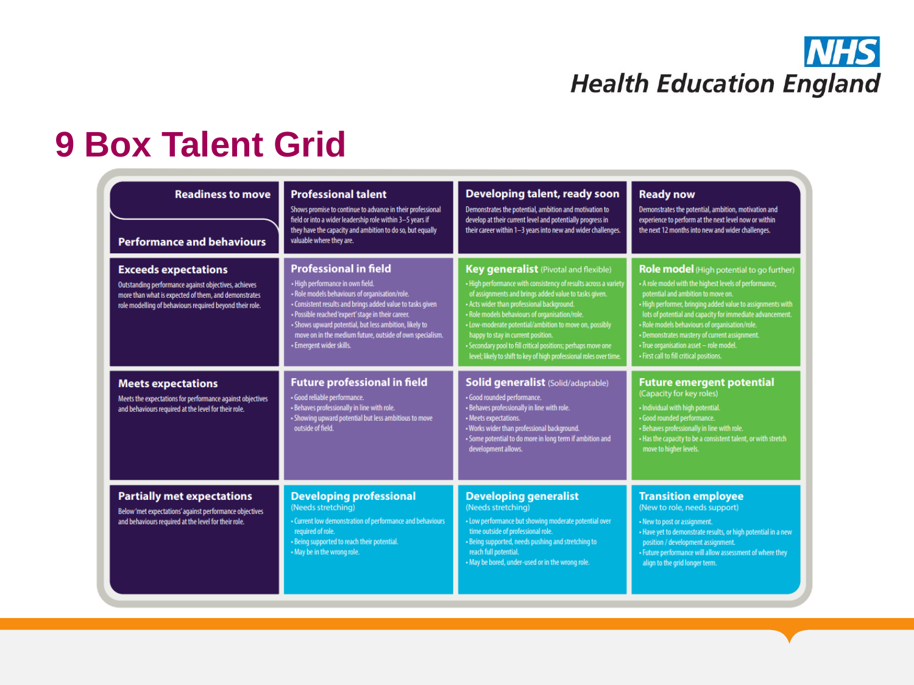# 9 Box Talent Grid

| **Readiness to move** / **Performance and behaviours** | **Professional talent** Shows promise to continue to advance in their professional field or into a wider leadership role within 3–5 years if they have the capacity and ambition to do so, but equally valuable where they are. | **Developing talent, ready soon** Demonstrates the potential, ambition and motivation to develop at their current level and potentially progress in their career within 1–3 years into new and wider challenges. | **Ready now** Demonstrates the potential, ambition, motivation and experience to perform at the next level now or within the next 12 months into new and wider challenges. |
|---|---|---|---|
| **Exceeds expectations** Outstanding performance against objectives, achieves more than what is expected of them, and demonstrates role modelling of behaviours required beyond their role. | **Professional in field**<br>• High performance in own field.<br>• Role models behaviours of organisation/role.<br>• Consistent results and brings added value to tasks given<br>• Possible reached 'expert' stage in their career.<br>• Shows upward potential, but less ambition, likely to move on in the medium future, outside of own specialism.<br>• Emergent wider skills. | **Key generalist** (Pivotal and flexible)<br>• High performance with consistency of results across a variety of assignments and brings added value to tasks given.<br>• Acts wider than professional background.<br>• Role models behaviours of organisation/role.<br>• Low-moderate potential/ambition to move on, possibly happy to stay in current position.<br>• Secondary pool to fill critical positions; perhaps move one level; likely to shift to key of high professional roles over time. | **Role model** (High potential to go further)<br>• A role model with the highest levels of performance, potential and ambition to move on.<br>• High performer, bringing added value to assignments with lots of potential and capacity for immediate advancement.<br>• Role models behaviours of organisation/role.<br>• Demonstrates mastery of current assignment.<br>• True organisation asset – role model.<br>• First call to fill critical positions. |
| **Meets expectations** Meets the expectations for performance against objectives and behaviours required at the level for their role. | **Future professional in field**<br>• Good reliable performance.<br>• Behaves professionally in line with role.<br>• Showing upward potential but less ambitious to move outside of field. | **Solid generalist** (Solid/adaptable)<br>• Good rounded performance.<br>• Behaves professionally in line with role.<br>• Meets expectations.<br>• Works wider than professional background.<br>• Some potential to do more in long term if ambition and development allows. | **Future emergent potential** (Capacity for key roles)<br>• Individual with high potential.<br>• Good rounded performance.<br>• Behaves professionally in line with role.<br>• Has the capacity to be a consistent talent, or with stretch move to higher levels. |
| **Partially met expectations** Below 'met expectations' against performance objectives and behaviours required at the level for their role. | **Developing professional** (Needs stretching)<br>• Current low demonstration of performance and behaviours required of role.<br>• Being supported to reach their potential.<br>• May be in the wrong role. | **Developing generalist** (Needs stretching)<br>• Low performance but showing moderate potential over time outside of professional role.<br>• Being supported, needs pushing and stretching to reach full potential.<br>• May be bored, under-used or in the wrong role. | **Transition employee** (New to role, needs support)<br>• New to post or assignment.<br>• Have yet to demonstrate results, or high potential in a new position / development assignment.<br>• Future performance will allow assessment of where they align to the grid longer term. |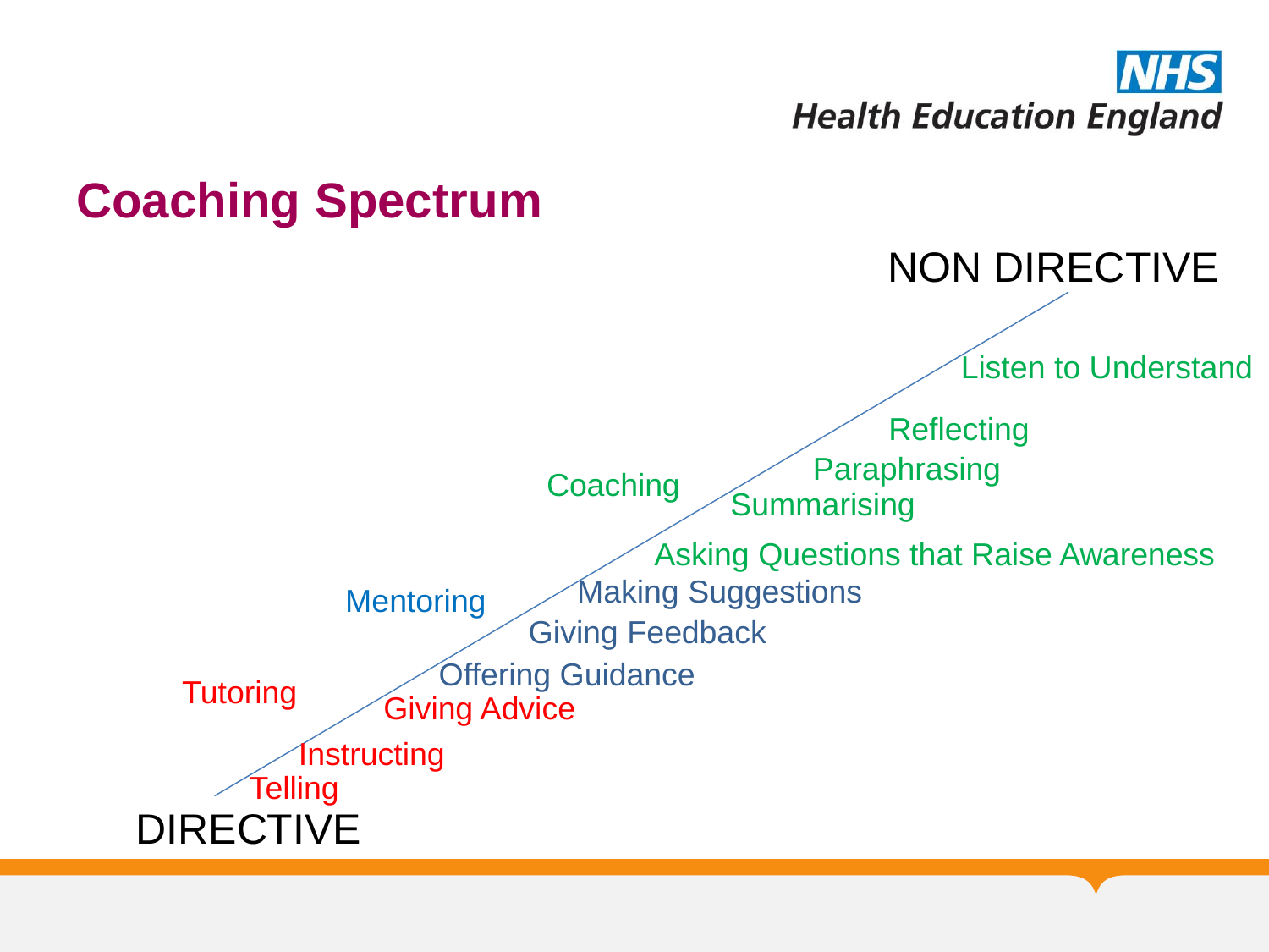## Coaching Spectrum

NON DIRECTIVE

Coaching

- Listen to Understand
- Reflecting
- Paraphrasing
- Summarising
- Asking Questions that Raise Awareness

Mentoring

- Making Suggestions
- Giving Feedback
- Offering Guidance

Tutoring

- Giving Advice
- Instructing
- Telling

DIRECTIVE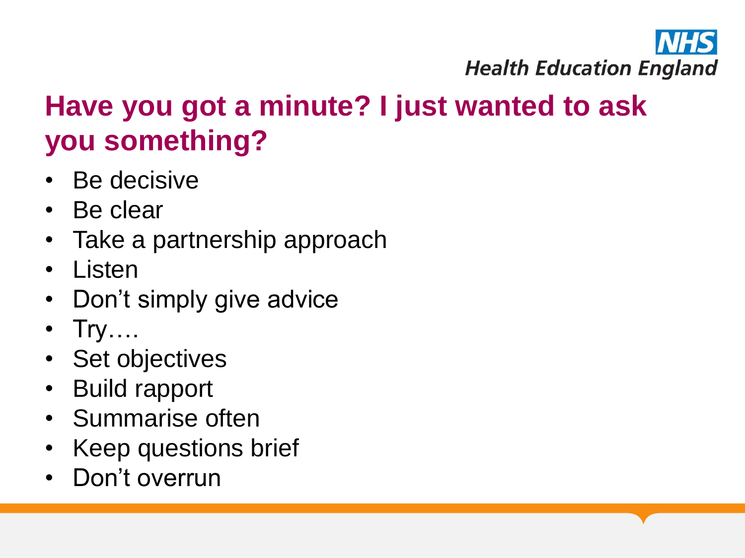## Have you got a minute? I just wanted to ask you something?

- Be decisive
- Be clear
- Take a partnership approach
- Listen
- Don't simply give advice
- Try….
- Set objectives
- Build rapport
- Summarise often
- Keep questions brief
- Don't overrun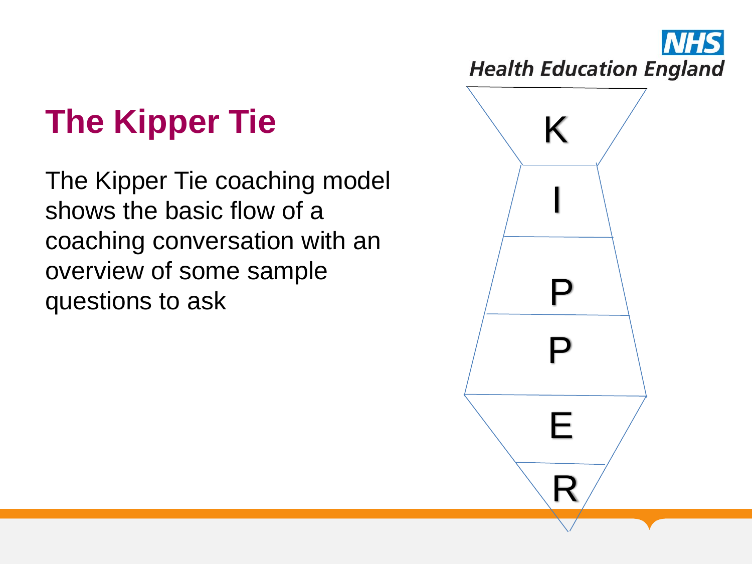# The Kipper Tie

The Kipper Tie coaching model shows the basic flow of a coaching conversation with an overview of some sample questions to ask

K

I

P

P

E

R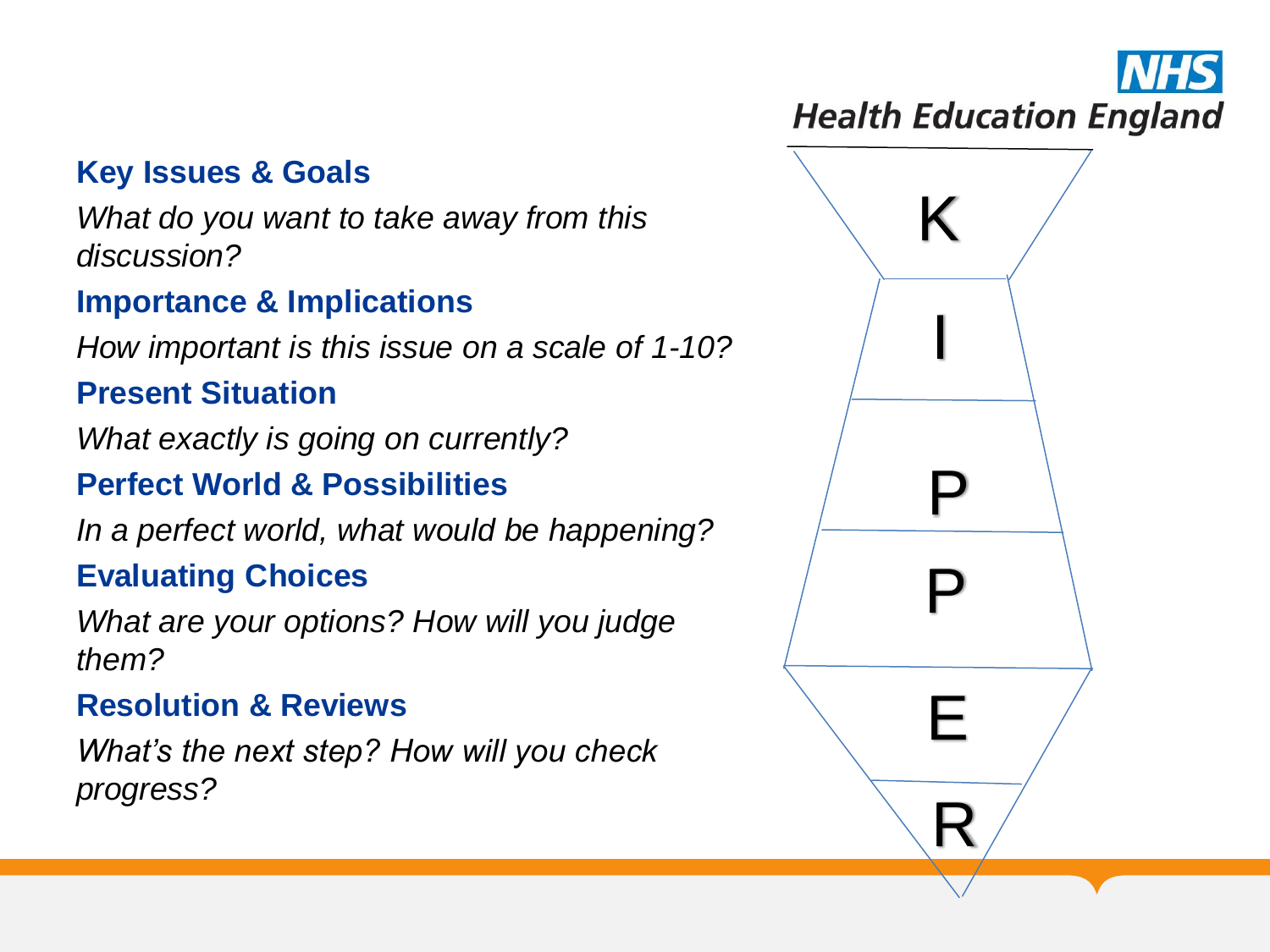**Key Issues & Goals**

*What do you want to take away from this discussion?*

**Importance & Implications**

*How important is this issue on a scale of 1-10?*

**Present Situation**

*What exactly is going on currently?*

**Perfect World & Possibilities**

*In a perfect world, what would be happening?*

**Evaluating Choices**

*What are your options? How will you judge them?*

**Resolution & Reviews**

*What's the next step? How will you check progress?*

K
I
P
P
E
R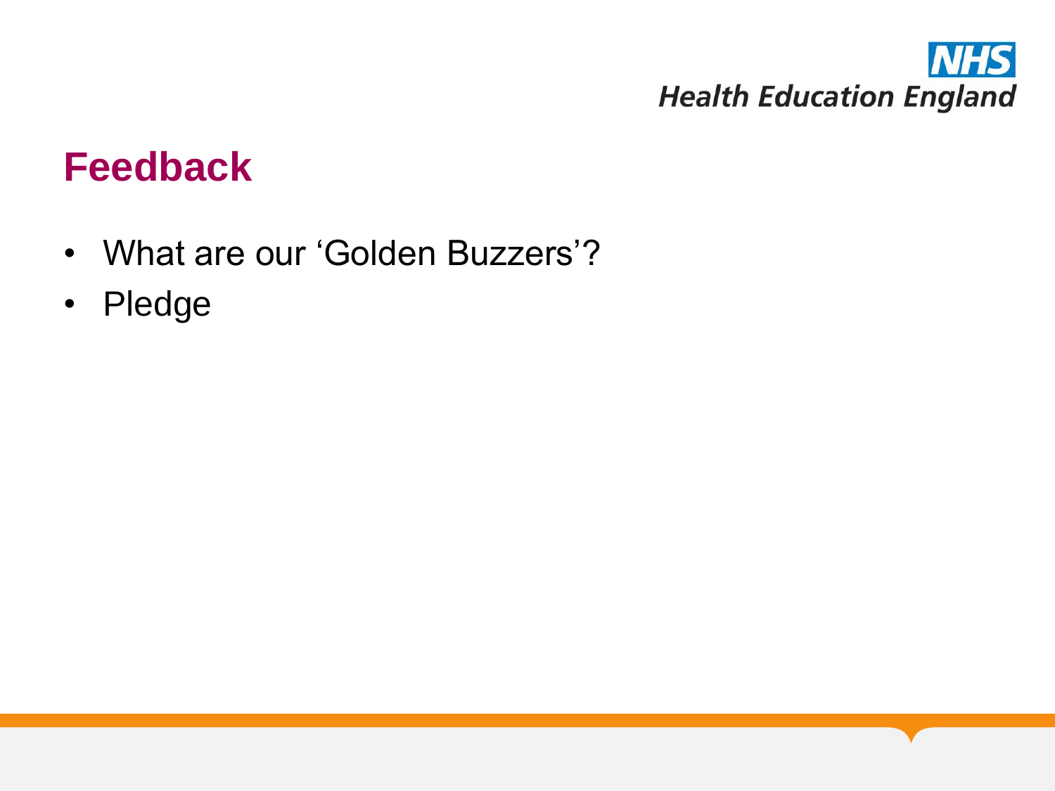# Feedback

- What are our ‘Golden Buzzers’?
- Pledge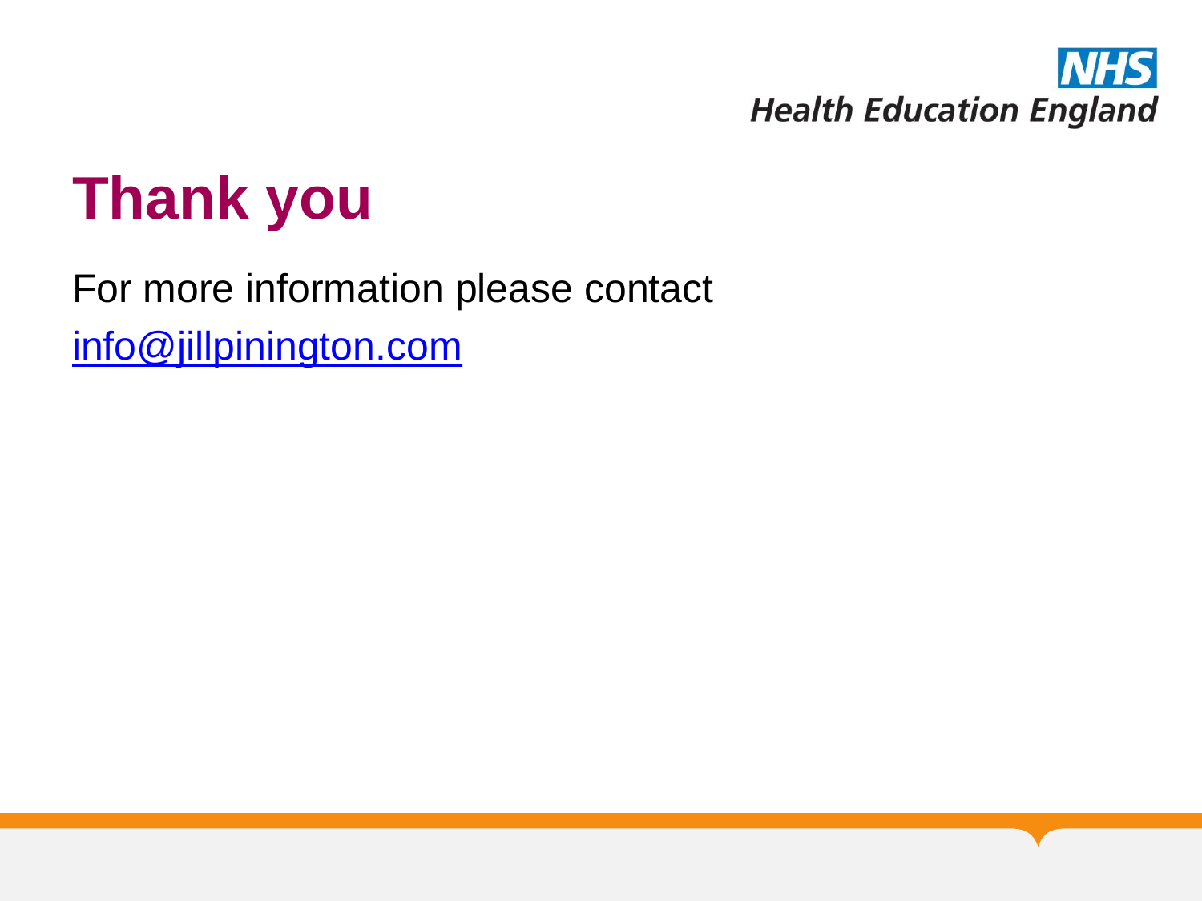NHS
Health Education England

# Thank you

For more information please contact

info@jillpinington.com